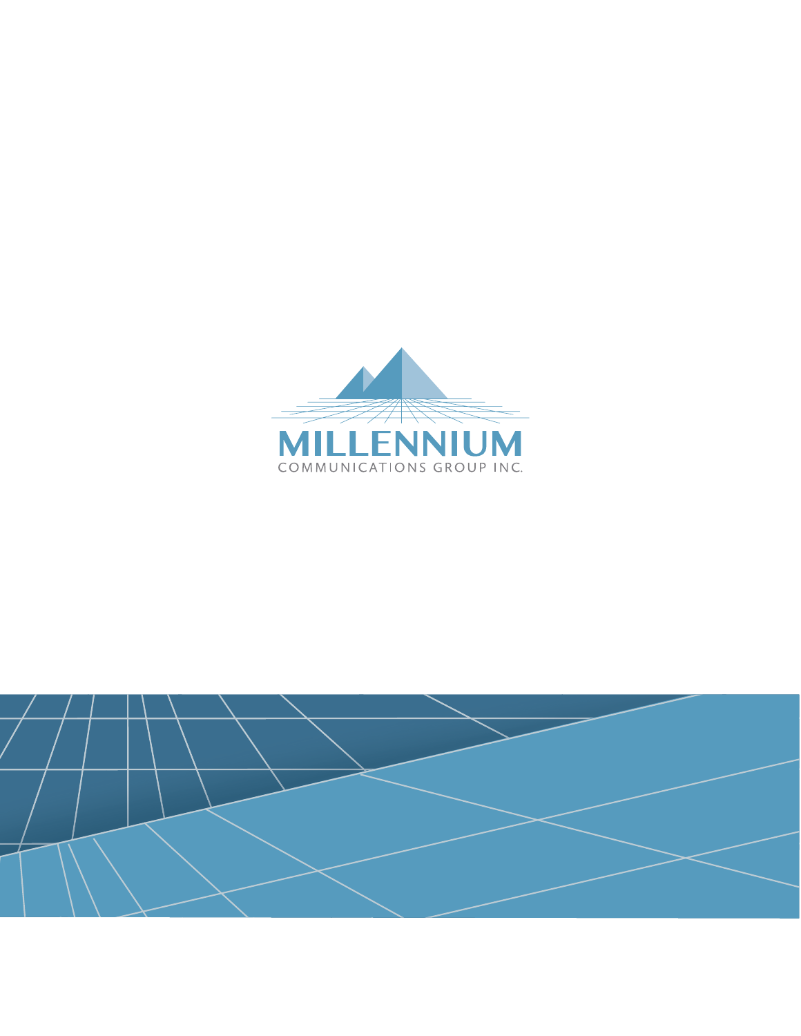MILLENNIUM

COMMUNICATIONS GROUP INC.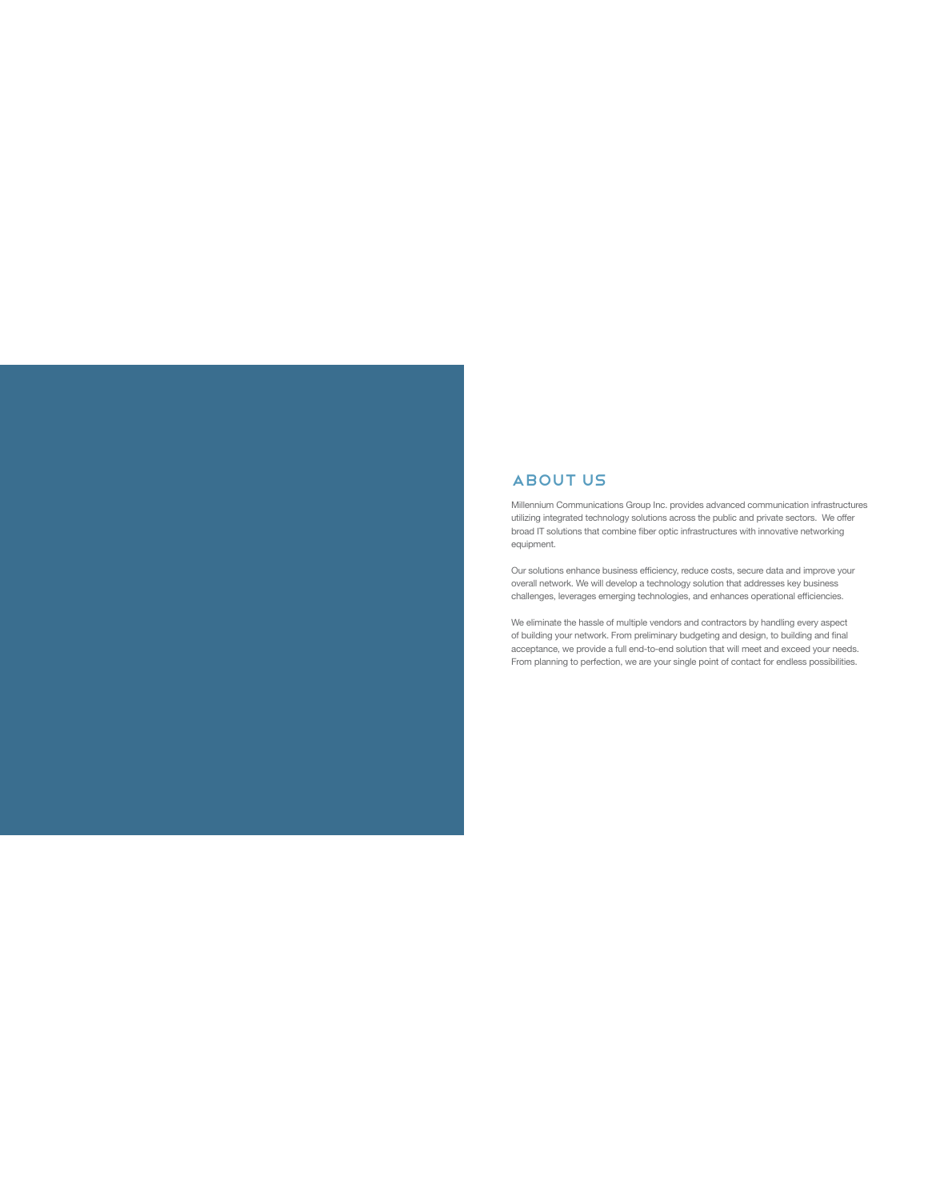## ABOUT US

Millennium Communications Group Inc. provides advanced communication infrastructures utilizing integrated technology solutions across the public and private sectors. We offer broad IT solutions that combine fiber optic infrastructures with innovative networking equipment.

Our solutions enhance business efficiency, reduce costs, secure data and improve your overall network. We will develop a technology solution that addresses key business challenges, leverages emerging technologies, and enhances operational efficiencies.

We eliminate the hassle of multiple vendors and contractors by handling every aspect of building your network. From preliminary budgeting and design, to building and final acceptance, we provide a full end-to-end solution that will meet and exceed your needs. From planning to perfection, we are your single point of contact for endless possibilities.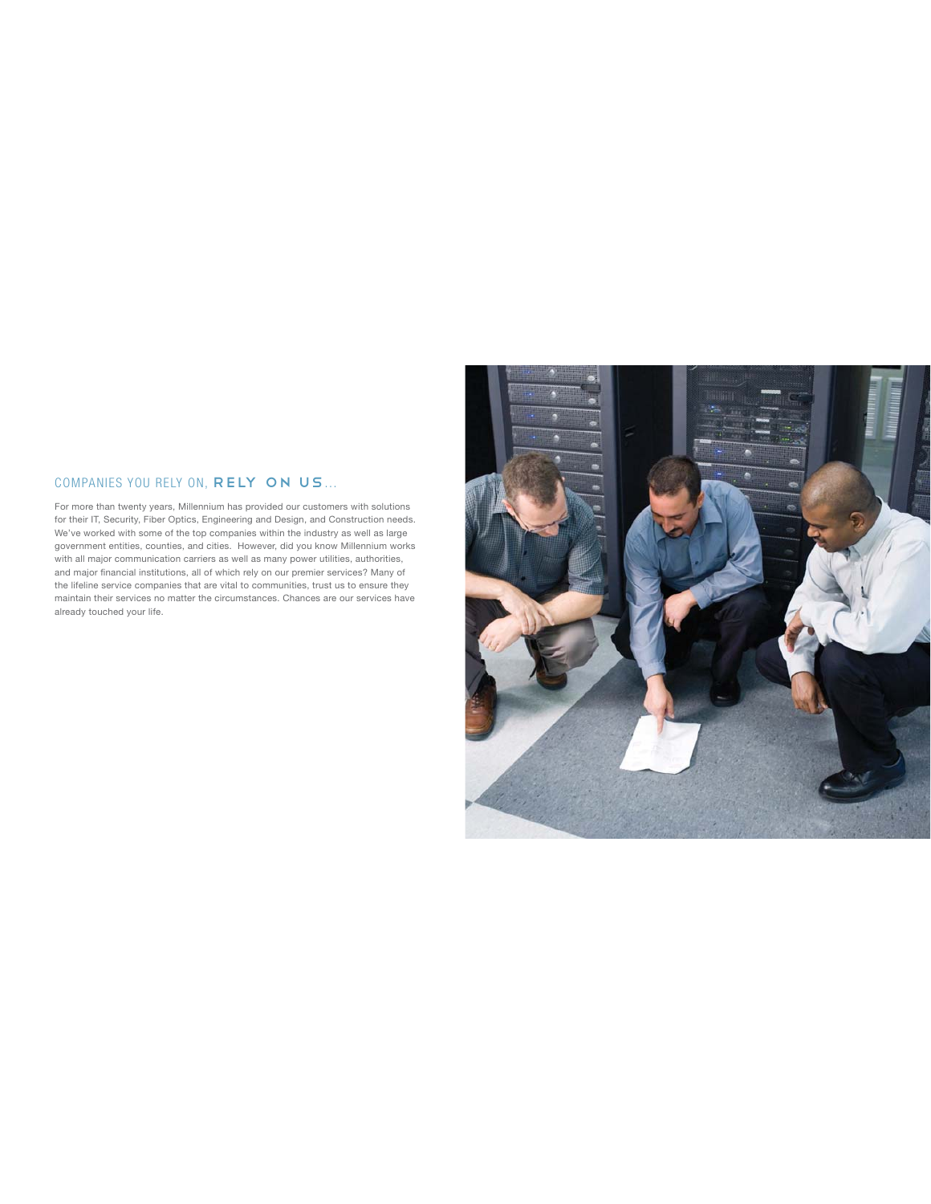## COMPANIES YOU RELY ON, **RELY ON US**...

For more than twenty years, Millennium has provided our customers with solutions for their IT, Security, Fiber Optics, Engineering and Design, and Construction needs. We've worked with some of the top companies within the industry as well as large government entities, counties, and cities. However, did you know Millennium works with all major communication carriers as well as many power utilities, authorities, and major financial institutions, all of which rely on our premier services? Many of the lifeline service companies that are vital to communities, trust us to ensure they maintain their services no matter the circumstances. Chances are our services have already touched your life.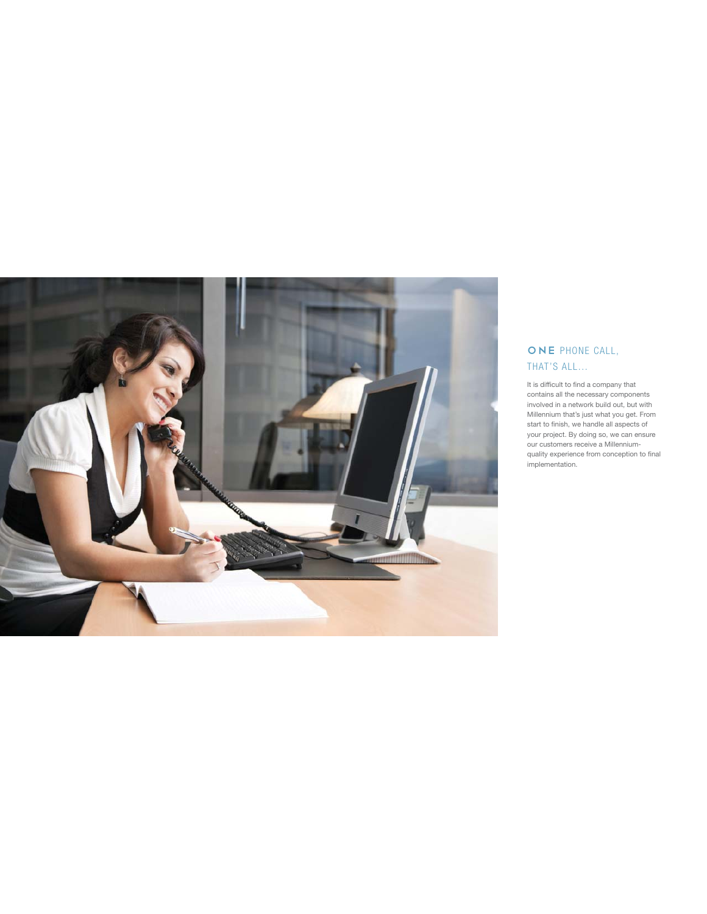## ONE PHONE CALL, THAT'S ALL...

It is difficult to find a company that contains all the necessary components involved in a network build out, but with Millennium that's just what you get. From start to finish, we handle all aspects of your project. By doing so, we can ensure our customers receive a Millennium-quality experience from conception to final implementation.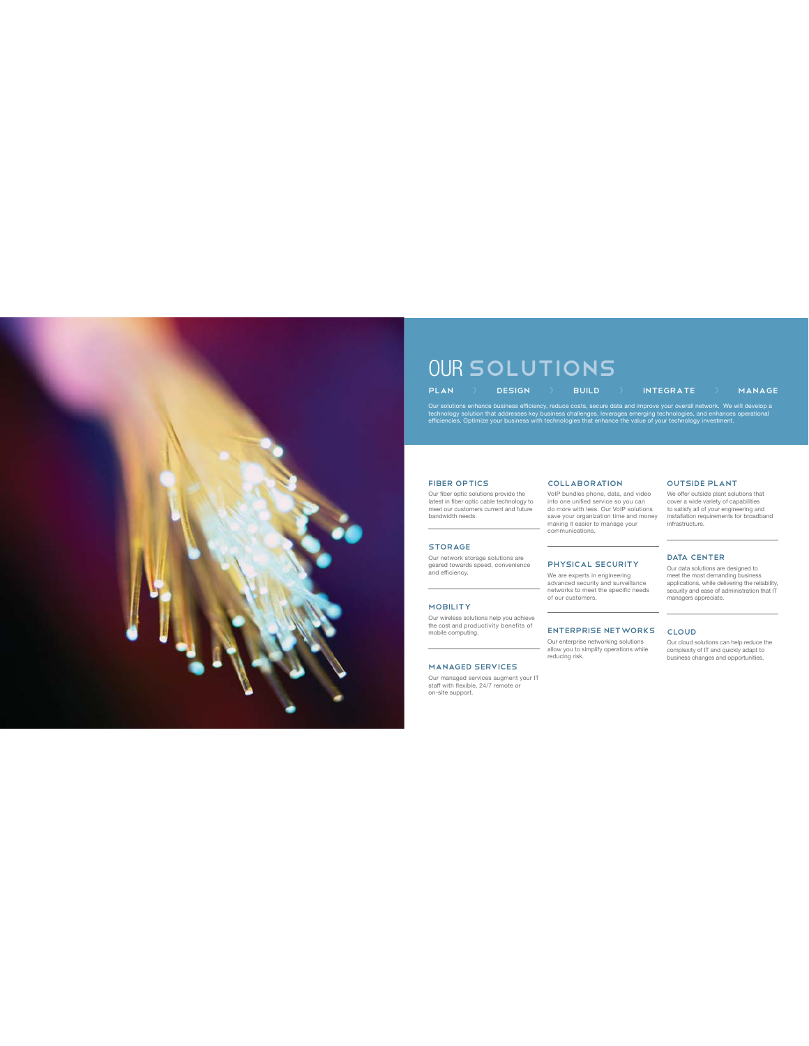# OUR SOLUTIONS

PLAN 〉 DESIGN 〉 BUILD 〉 INTEGRATE 〉 MANAGE

Our solutions enhance business efficiency, reduce costs, secure data and improve your overall network. We will develop a technology solution that addresses key business challenges, leverages emerging technologies, and enhances operational efficiencies. Optimize your business with technologies that enhance the value of your technology investment.

### FIBER OPTICS

Our fiber optic solutions provide the latest in fiber optic cable technology to meet our customers current and future bandwidth needs.

### STORAGE

Our network storage solutions are geared towards speed, convenience and efficiency.

### MOBILITY

Our wireless solutions help you achieve the cost and productivity benefits of mobile computing.

### MANAGED SERVICES

Our managed services augment your IT staff with flexible, 24/7 remote or on-site support.

### COLLABORATION

VoIP bundles phone, data, and video into one unified service so you can do more with less. Our VoIP solutions save your organization time and money making it easier to manage your communications.

### PHYSICAL SECURITY

We are experts in engineering advanced security and surveillance networks to meet the specific needs of our customers.

### ENTERPRISE NETWORKS

Our enterprise networking solutions allow you to simplify operations while reducing risk.

### OUTSIDE PLANT

We offer outside plant solutions that cover a wide variety of capabilities to satisfy all of your engineering and installation requirements for broadband infrastructure.

### DATA CENTER

Our data solutions are designed to meet the most demanding business applications, while delivering the reliability, security and ease of administration that IT managers appreciate.

### CLOUD

Our cloud solutions can help reduce the complexity of IT and quickly adapt to business changes and opportunities.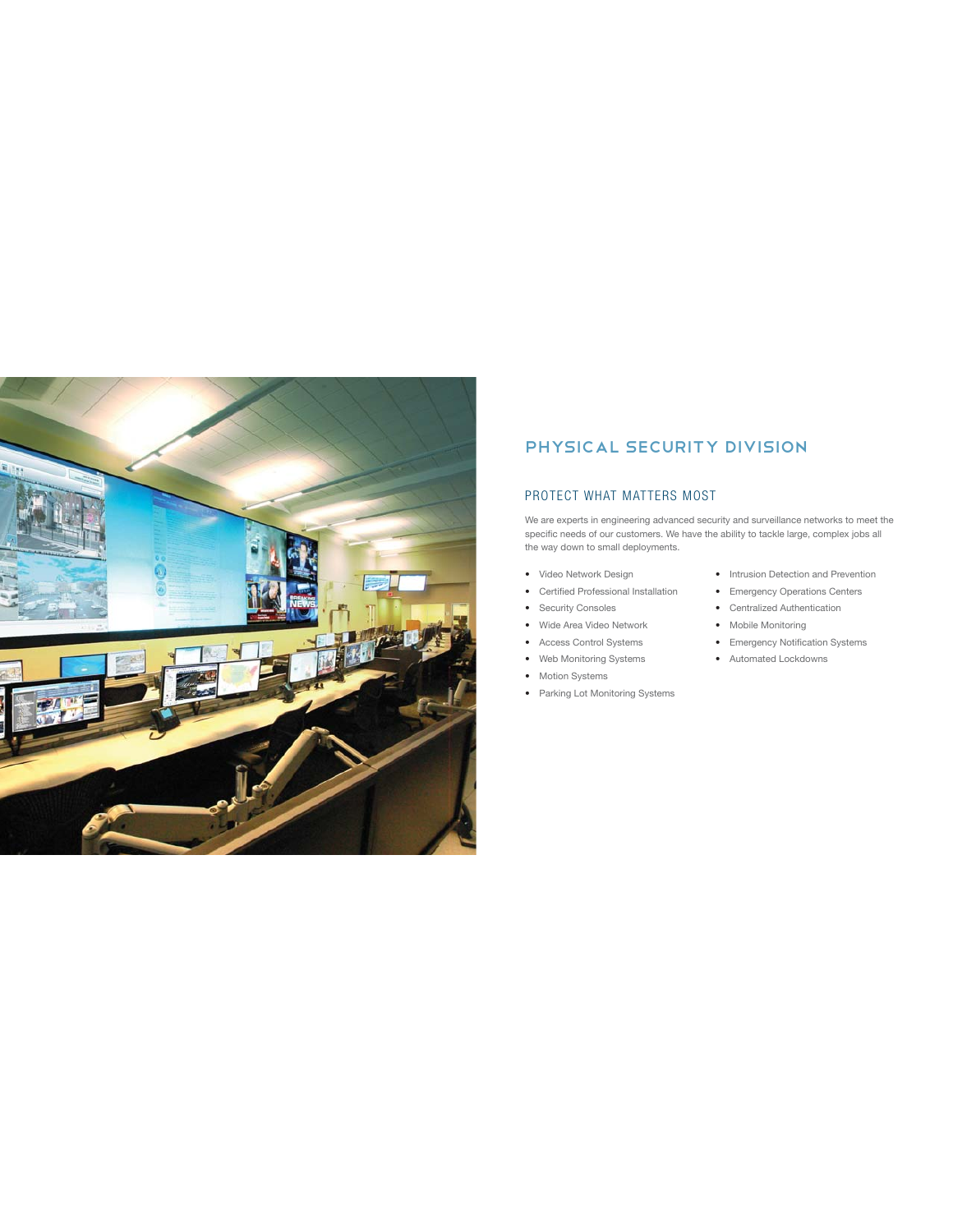# PHYSICAL SECURITY DIVISION

## PROTECT WHAT MATTERS MOST

We are experts in engineering advanced security and surveillance networks to meet the specific needs of our customers. We have the ability to tackle large, complex jobs all the way down to small deployments.

- Video Network Design
- Certified Professional Installation
- Security Consoles
- Wide Area Video Network
- Access Control Systems
- Web Monitoring Systems
- Motion Systems
- Parking Lot Monitoring Systems
- Intrusion Detection and Prevention
- Emergency Operations Centers
- Centralized Authentication
- Mobile Monitoring
- Emergency Notification Systems
- Automated Lockdowns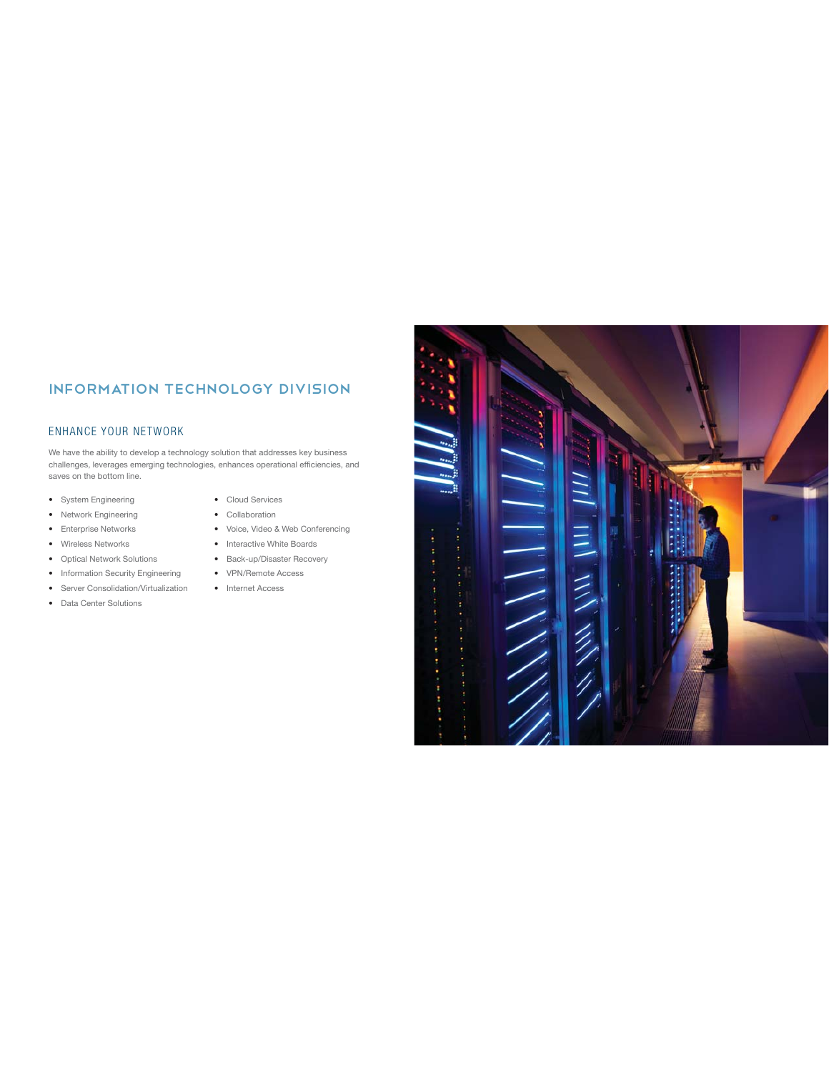# INFORMATION TECHNOLOGY DIVISION

## ENHANCE YOUR NETWORK

We have the ability to develop a technology solution that addresses key business challenges, leverages emerging technologies, enhances operational efficiencies, and saves on the bottom line.

- System Engineering
- Network Engineering
- Enterprise Networks
- Wireless Networks
- Optical Network Solutions
- Information Security Engineering
- Server Consolidation/Virtualization
- Data Center Solutions
- Cloud Services
- Collaboration
- Voice, Video & Web Conferencing
- Interactive White Boards
- Back-up/Disaster Recovery
- VPN/Remote Access
- Internet Access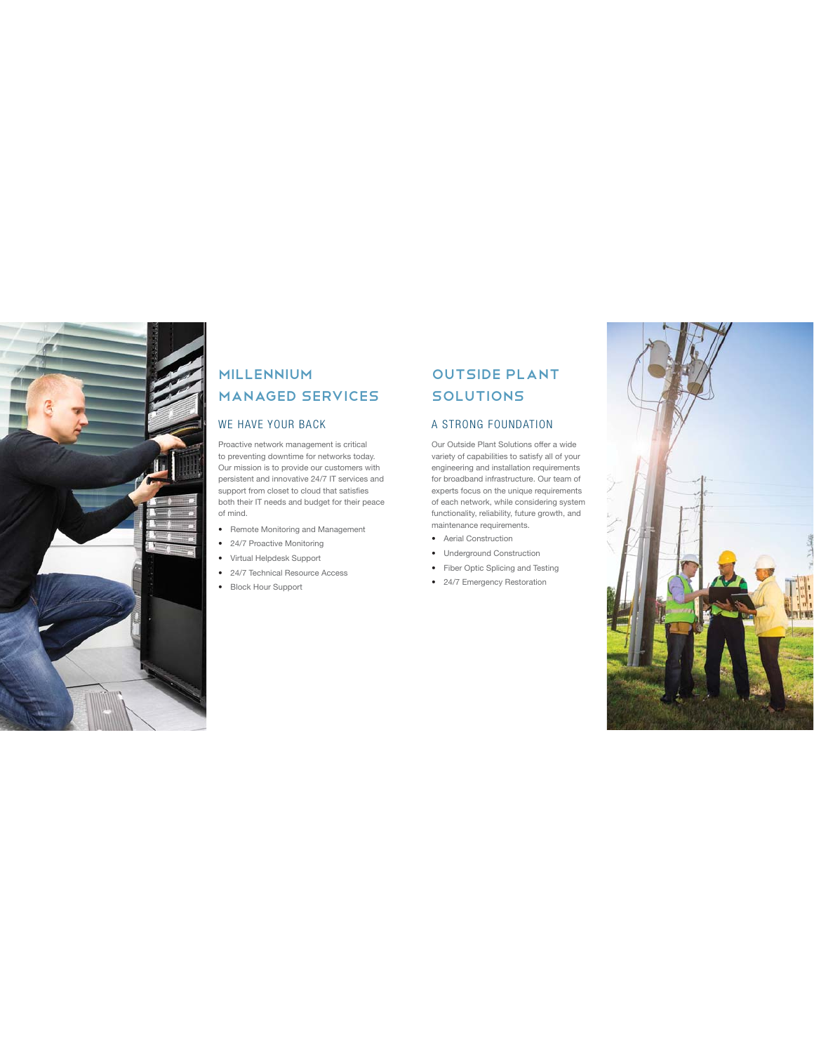## MILLENNIUM MANAGED SERVICES

### WE HAVE YOUR BACK

Proactive network management is critical to preventing downtime for networks today. Our mission is to provide our customers with persistent and innovative 24/7 IT services and support from closet to cloud that satisfies both their IT needs and budget for their peace of mind.

- Remote Monitoring and Management
- 24/7 Proactive Monitoring
- Virtual Helpdesk Support
- 24/7 Technical Resource Access
- Block Hour Support

## OUTSIDE PLANT SOLUTIONS

### A STRONG FOUNDATION

Our Outside Plant Solutions offer a wide variety of capabilities to satisfy all of your engineering and installation requirements for broadband infrastructure. Our team of experts focus on the unique requirements of each network, while considering system functionality, reliability, future growth, and maintenance requirements.

- Aerial Construction
- Underground Construction
- Fiber Optic Splicing and Testing
- 24/7 Emergency Restoration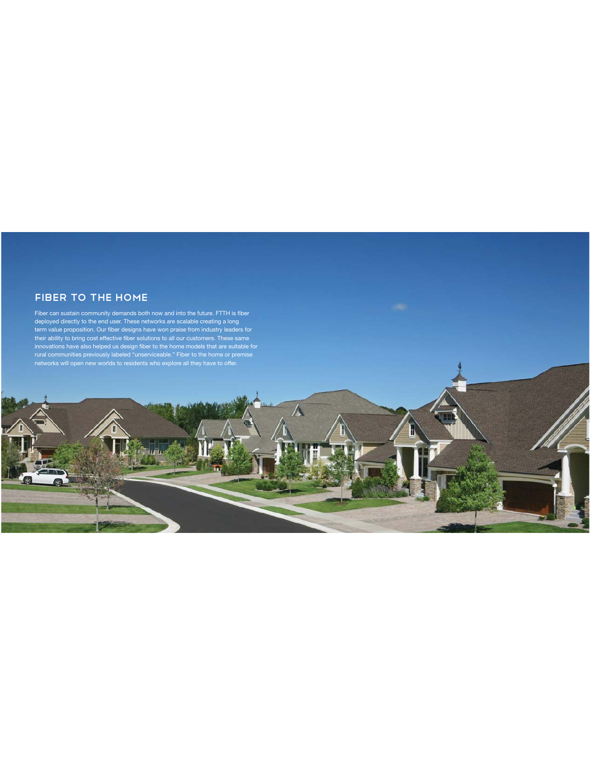## FIBER TO THE HOME

Fiber can sustain community demands both now and into the future. FTTH is fiber deployed directly to the end user. These networks are scalable creating a long term value proposition. Our fiber designs have won praise from industry leaders for their ability to bring cost effective fiber solutions to all our customers. These same innovations have also helped us design fiber to the home models that are suitable for rural communities previously labeled "unserviceable." Fiber to the home or premise networks will open new worlds to residents who explore all they have to offer.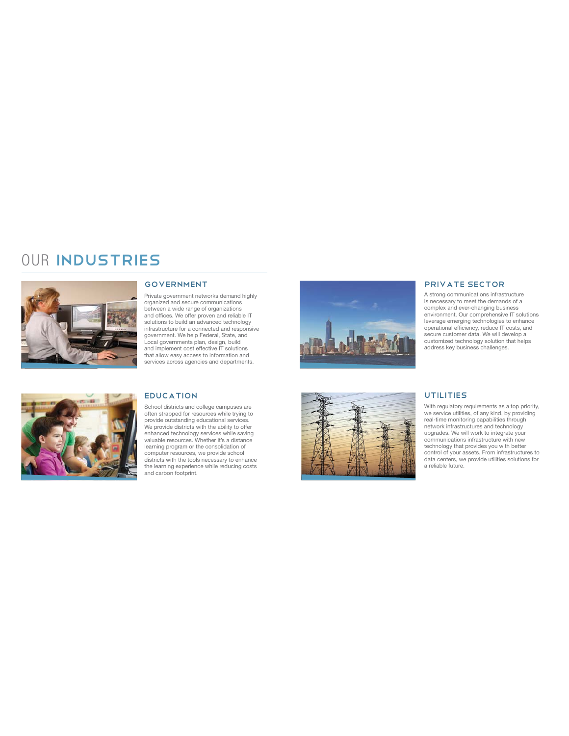# OUR INDUSTRIES

## GOVERNMENT

Private government networks demand highly organized and secure communications between a wide range of organizations and offices. We offer proven and reliable IT solutions to build an advanced technology infrastructure for a connected and responsive government. We help Federal, State, and Local governments plan, design, build and implement cost effective IT solutions that allow easy access to information and services across agencies and departments.

## PRIVATE SECTOR

A strong communications infrastructure is necessary to meet the demands of a complex and ever-changing business environment. Our comprehensive IT solutions leverage emerging technologies to enhance operational efficiency, reduce IT costs, and secure customer data. We will develop a customized technology solution that helps address key business challenges.

## EDUCATION

School districts and college campuses are often strapped for resources while trying to provide outstanding educational services. We provide districts with the ability to offer enhanced technology services while saving valuable resources. Whether it's a distance learning program or the consolidation of computer resources, we provide school districts with the tools necessary to enhance the learning experience while reducing costs and carbon footprint.

## UTILITIES

With regulatory requirements as a top priority, we service utilities, of any kind, by providing real-time monitoring capabilities through network infrastructures and technology upgrades. We will work to integrate your communications infrastructure with new technology that provides you with better control of your assets. From infrastructures to data centers, we provide utilities solutions for a reliable future.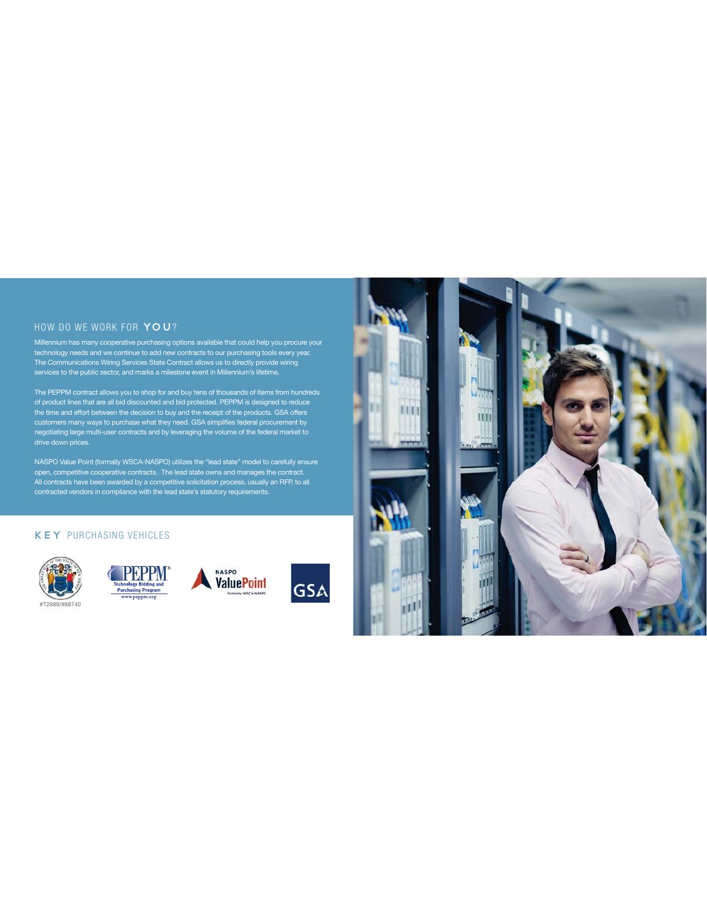## HOW DO WE WORK FOR YOU?

Millennium has many cooperative purchasing options available that could help you procure your technology needs and we continue to add new contracts to our purchasing tools every year. The Communications Wiring Services State Contract allows us to directly provide wiring services to the public sector, and marks a milestone event in Millennium's lifetime.

The PEPPM contract allows you to shop for and buy tens of thousands of items from hundreds of product lines that are all bid discounted and bid protected. PEPPM is designed to reduce the time and effort between the decision to buy and the receipt of the products. GSA offers customers many ways to purchase what they need. GSA simplifies federal procurement by negotiating large multi-user contracts and by leveraging the volume of the federal market to drive down prices.

NASPO Value Point (formally WSCA-NASPO) utilizes the "lead state" model to carefully ensure open, competitive cooperative contracts. The lead state owns and manages the contract. All contracts have been awarded by a competitive solicitation process, usually an RFP, to all contracted vendors in compliance with the lead state's statutory requirements.

## KEY PURCHASING VEHICLES

#T2989/#88740

PEPPM® Technology Bidding and Purchasing Program www.peppm.org

NASPO ValuePoint formerly WSCA-NASPO

GSA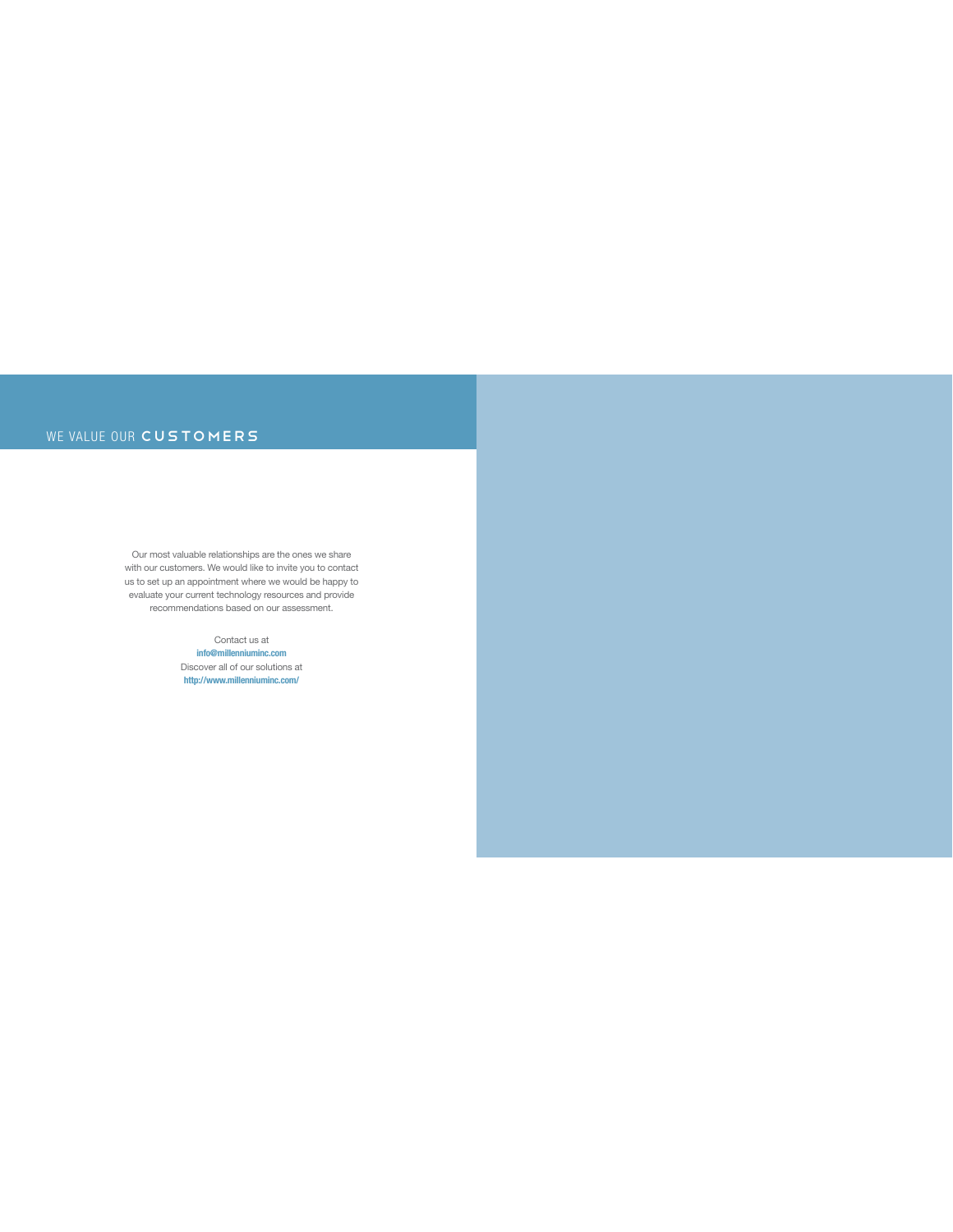## WE VALUE OUR **CUSTOMERS**

Our most valuable relationships are the ones we share with our customers. We would like to invite you to contact us to set up an appointment where we would be happy to evaluate your current technology resources and provide recommendations based on our assessment.

Contact us at
**info@millenniuminc.com**
Discover all of our solutions at
**http://www.millenniuminc.com/**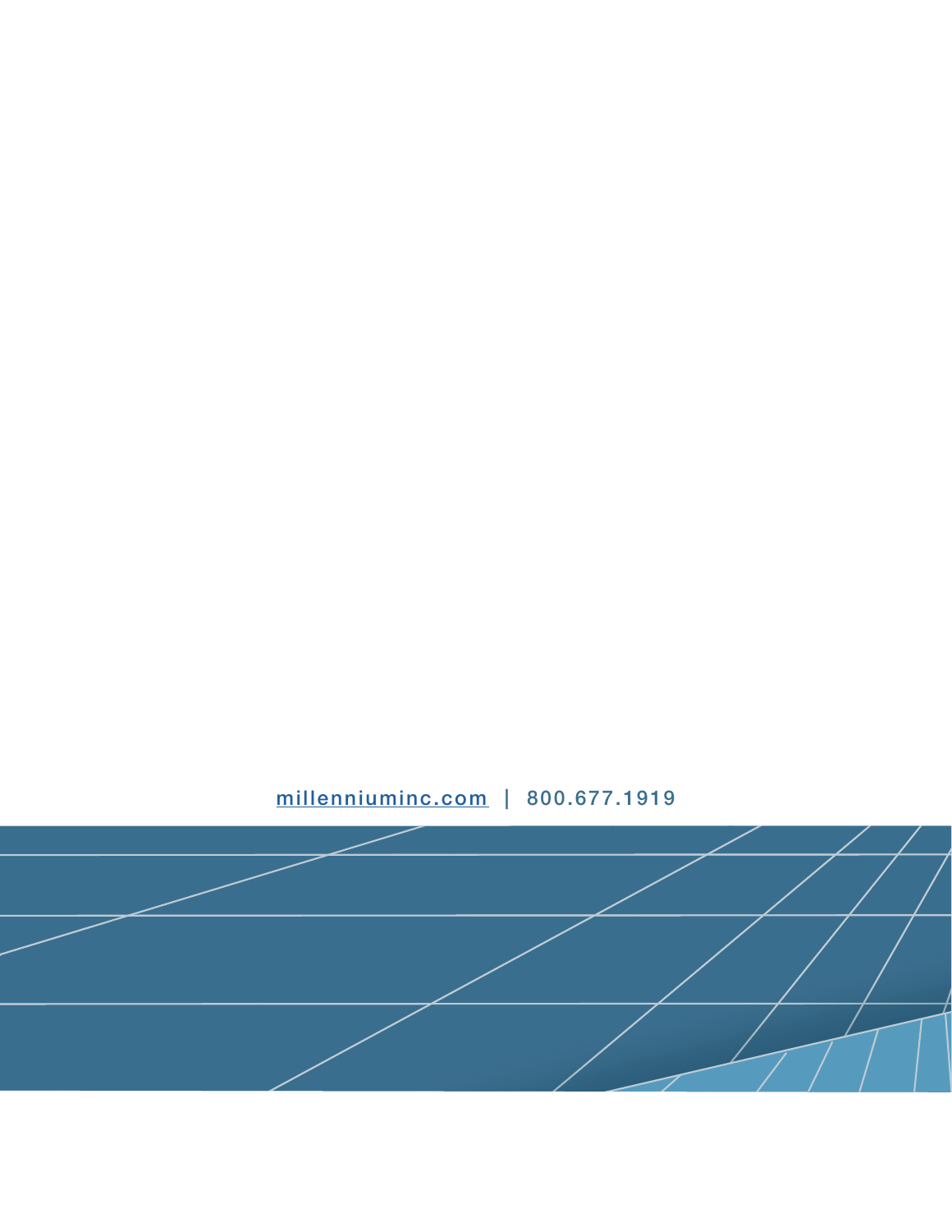millenniuminc.com | 800.677.1919